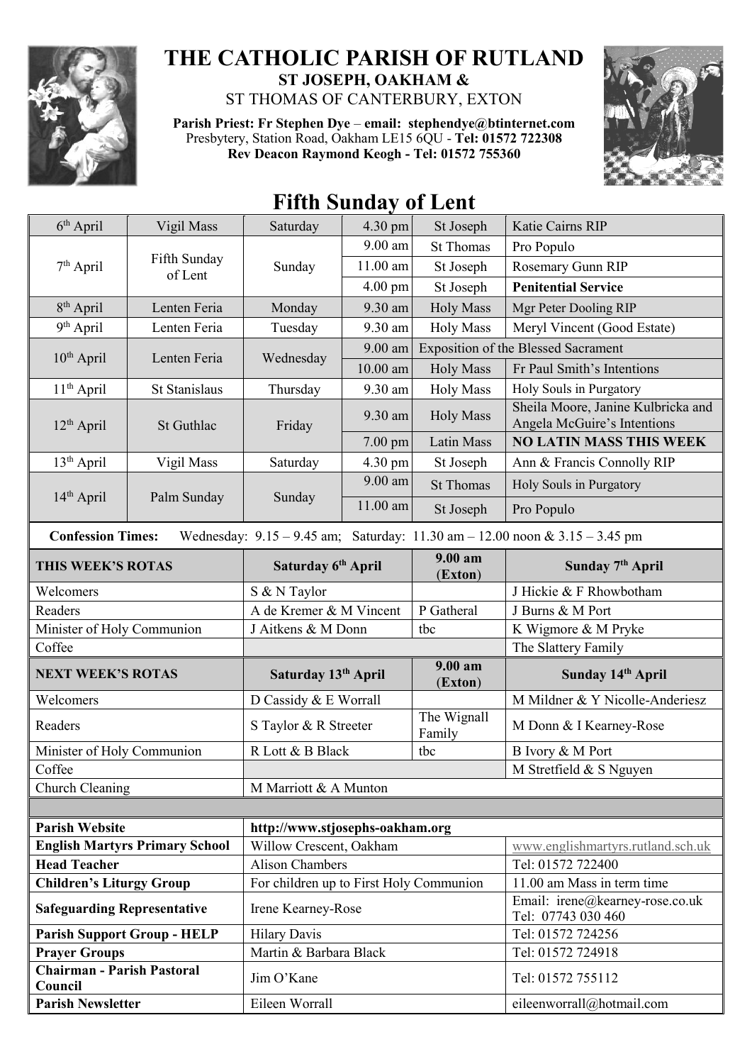# THE CATHOLIC PARISH OF RUTLAND

## ST JOSEPH, OAKHAM &
## ST THOMAS OF CANTERBURY, EXTON

**Parish Priest: Fr Stephen Dye** – **email: stephendye@btinternet.com**
Presbytery, Station Road, Oakham LE15 6QU - **Tel: 01572 722308**
**Rev Deacon Raymond Keogh - Tel: 01572 755360**

# Fifth Sunday of Lent

| Date | Day | Weekday | Time | Place | Intention |
|---|---|---|---|---|---|
| 6th April | Vigil Mass | Saturday | 4.30 pm | St Joseph | Katie Cairns RIP |
| 7th April | Fifth Sunday of Lent | Sunday | 9.00 am | St Thomas | Pro Populo |
| | | | 11.00 am | St Joseph | Rosemary Gunn RIP |
| | | | 4.00 pm | St Joseph | **Penitential Service** |
| 8th April | Lenten Feria | Monday | 9.30 am | Holy Mass | Mgr Peter Dooling RIP |
| 9th April | Lenten Feria | Tuesday | 9.30 am | Holy Mass | Meryl Vincent (Good Estate) |
| 10th April | Lenten Feria | Wednesday | 9.00 am | Exposition of the Blessed Sacrament | |
| | | | 10.00 am | Holy Mass | Fr Paul Smith's Intentions |
| 11th April | St Stanislaus | Thursday | 9.30 am | Holy Mass | Holy Souls in Purgatory |
| 12th April | St Guthlac | Friday | 9.30 am | Holy Mass | Sheila Moore, Janine Kulbricka and Angela McGuire's Intentions |
| | | | 7.00 pm | Latin Mass | **NO LATIN MASS THIS WEEK** |
| 13th April | Vigil Mass | Saturday | 4.30 pm | St Joseph | Ann & Francis Connolly RIP |
| 14th April | Palm Sunday | Sunday | 9.00 am | St Thomas | Holy Souls in Purgatory |
| | | | 11.00 am | St Joseph | Pro Populo |

**Confession Times:** Wednesday: 9.15 – 9.45 am; Saturday: 11.30 am – 12.00 noon & 3.15 – 3.45 pm

| THIS WEEK'S ROTAS | Saturday 6th April | 9.00 am (Exton) | Sunday 7th April |
|---|---|---|---|
| Welcomers | S & N Taylor | | J Hickie & F Rhowbotham |
| Readers | A de Kremer & M Vincent | P Gatheral | J Burns & M Port |
| Minister of Holy Communion | J Aitkens & M Donn | tbc | K Wigmore & M Pryke |
| Coffee | | | The Slattery Family |

| NEXT WEEK'S ROTAS | Saturday 13th April | 9.00 am (Exton) | Sunday 14th April |
|---|---|---|---|
| Welcomers | D Cassidy & E Worrall | | M Mildner & Y Nicolle-Anderiesz |
| Readers | S Taylor & R Streeter | The Wignall Family | M Donn & I Kearney-Rose |
| Minister of Holy Communion | R Lott & B Black | tbc | B Ivory & M Port |
| Coffee | | | M Stretfield & S Nguyen |
| Church Cleaning | M Marriott & A Munton | | |

| | | |
|---|---|---|
| **Parish Website** | http://www.stjosephs-oakham.org | |
| **English Martyrs Primary School** | Willow Crescent, Oakham | www.englishmartyrs.rutland.sch.uk |
| **Head Teacher** | Alison Chambers | Tel: 01572 722400 |
| **Children's Liturgy Group** | For children up to First Holy Communion | 11.00 am Mass in term time |
| **Safeguarding Representative** | Irene Kearney-Rose | Email: irene@kearney-rose.co.uk Tel: 07743 030 460 |
| **Parish Support Group - HELP** | Hilary Davis | Tel: 01572 724256 |
| **Prayer Groups** | Martin & Barbara Black | Tel: 01572 724918 |
| **Chairman - Parish Pastoral Council** | Jim O'Kane | Tel: 01572 755112 |
| **Parish Newsletter** | Eileen Worrall | eileenworrall@hotmail.com |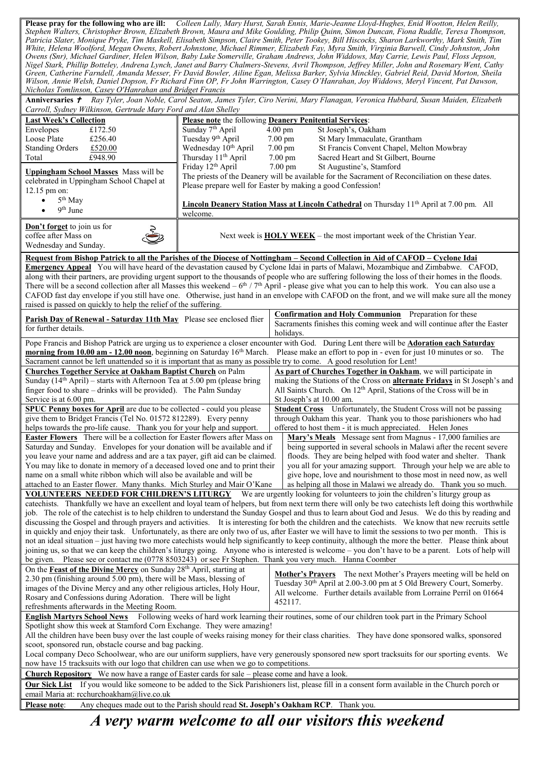**Please pray for the following who are ill:** *Colleen Lully, Mary Hurst, Sarah Ennis, Marie-Jeanne Lloyd-Hughes, Enid Wootton, Helen Reilly, Stephen Walters, Christopher Brown, Elizabeth Brown, Maura and Mike Goulding, Philip Quinn, Simon Duncan, Fiona Ruddle, Teresa Thompson, Patricia Slater, Monique Pryke, Tim Maskell, Elisabeth Simpson, Claire Smith, Peter Tookey, Bill Hiscocks, Sharon Larkworthy, Mark Smith, Tim White, Helena Woolford, Megan Owens, Robert Johnstone, Michael Rimmer, Elizabeth Fay, Myra Smith, Virginia Barwell, Cindy Johnston, John Owens (Snr), Michael Gardiner, Helen Wilson, Baby Luke Somerville, Graham Andrews, John Widdows, May Carrie, Lewis Paul, Floss Jepson, Nigel Stark, Phillip Botteley, Andrena Lynch, Janet and Barry Chalmers-Stevens, Avril Thompson, Jeffrey Miller, John and Rosemary Went, Cathy Green, Catherine Farndell, Amanda Messer, Fr David Bowler, Ailine Egan, Melissa Barker, Sylvia Minckley, Gabriel Reid, David Morton, Sheila Wilson, Annie Welsh, Daniel Dopson, Fr Richard Finn OP, Fr John Warrington, Casey O'Hanrahan, Joy Widdows, Meryl Vincent, Pat Dawson, Nicholas Tomlinson, Casey O'Hanrahan and Bridget Francis*

**Anniversaries ✝** *Ray Tyler, Joan Noble, Carol Seaton, James Tyler, Ciro Nerini, Mary Flanagan, Veronica Hubbard, Susan Maiden, Elizabeth Carroll, Sydney Wilkinson, Gertrude Mary Ford and Alan Shelley*

**Last Week's Collection**

| | |
|---|---|
| Envelopes | £172.50 |
| Loose Plate | £256.40 |
| Standing Orders | £520.00 |
| Total | £948.90 |

**Uppingham School Masses** Mass will be celebrated in Uppingham School Chapel at 12.15 pm on:

- 5th May
- 9th June

**Please note** the following **Deanery Penitential Services**:

| | | |
|---|---|---|
| Sunday 7th April | 4.00 pm | St Joseph's, Oakham |
| Tuesday 9th April | 7.00 pm | St Mary Immaculate, Grantham |
| Wednesday 10th April | 7.00 pm | St Francis Convent Chapel, Melton Mowbray |
| Thursday 11th April | 7.00 pm | Sacred Heart and St Gilbert, Bourne |
| Friday 12th April | 7.00 pm | St Augustine's, Stamford |

The priests of the Deanery will be available for the Sacrament of Reconciliation on these dates. Please prepare well for Easter by making a good Confession!

**Lincoln Deanery Station Mass at Lincoln Cathedral** on Thursday 11th April at 7.00 pm. All welcome.

**Don't forget** to join us for coffee after Mass on Wednesday and Sunday.

Next week is **HOLY WEEK** – the most important week of the Christian Year.

**Request from Bishop Patrick to all the Parishes of the Diocese of Nottingham – Second Collection in Aid of CAFOD – Cyclone Idai Emergency Appeal** You will have heard of the devastation caused by Cyclone Idai in parts of Malawi, Mozambique and Zimbabwe. CAFOD, along with their partners, are providing urgent support to the thousands of people who are suffering following the loss of their homes in the floods. There will be a second collection after all Masses this weekend – 6th / 7th April - please give what you can to help this work. You can also use a CAFOD fast day envelope if you still have one. Otherwise, just hand in an envelope with CAFOD on the front, and we will make sure all the money raised is passed on quickly to help the relief of the suffering.

**Parish Day of Renewal - Saturday 11th May** Please see enclosed flier for further details.

**Confirmation and Holy Communion** Preparation for these Sacraments finishes this coming week and will continue after the Easter holidays.

Pope Francis and Bishop Patrick are urging us to experience a closer encounter with God. During Lent there will be **Adoration each Saturday morning from 10.00 am - 12.00 noon**, beginning on Saturday 16th March. Please make an effort to pop in - even for just 10 minutes or so. The Sacrament cannot be left unattended so it is important that as many as possible try to come. A good resolution for Lent!

**Churches Together Service at Oakham Baptist Church** on Palm Sunday (14th April) – starts with Afternoon Tea at 5.00 pm (please bring finger food to share – drinks will be provided). The Palm Sunday Service is at 6.00 pm.

**As part of Churches Together in Oakham**, we will participate in making the Stations of the Cross on **alternate Fridays** in St Joseph's and All Saints Church. On 12th April, Stations of the Cross will be in St Joseph's at 10.00 am.

**SPUC Penny boxes for April** are due to be collected - could you please give them to Bridget Francis (Tel No. 01572 812289). Every penny helps towards the pro-life cause. Thank you for your help and support.

**Student Cross** Unfortunately, the Student Cross will not be passing through Oakham this year. Thank you to those parishioners who had offered to host them - it is much appreciated. Helen Jones

**Easter Flowers** There will be a collection for Easter flowers after Mass on Saturday and Sunday. Envelopes for your donation will be available and if you leave your name and address and are a tax payer, gift aid can be claimed. You may like to donate in memory of a deceased loved one and to print their name on a small white ribbon which will also be available and will be attached to an Easter flower. Many thanks. Mich Sturley and Mair O'Kane

**Mary's Meals** Message sent from Magnus - 17,000 families are being supported in several schools in Malawi after the recent severe floods. They are being helped with food water and shelter. Thank you all for your amazing support. Through your help we are able to give hope, love and nourishment to those most in need now, as well as helping all those in Malawi we already do. Thank you so much.

**VOLUNTEERS NEEDED FOR CHILDREN'S LITURGY** We are urgently looking for volunteers to join the children's liturgy group as catechists. Thankfully we have an excellent and loyal team of helpers, but from next term there will only be two catechists left doing this worthwhile job. The role of the catechist is to help children to understand the Sunday Gospel and thus to learn about God and Jesus. We do this by reading and discussing the Gospel and through prayers and activities. It is interesting for both the children and the catechists. We know that new recruits settle in quickly and enjoy their task. Unfortunately, as there are only two of us, after Easter we will have to limit the sessions to two per month. This is not an ideal situation – just having two more catechists would help significantly to keep continuity, although the more the better. Please think about joining us, so that we can keep the children's liturgy going. Anyone who is interested is welcome – you don't have to be a parent. Lots of help will be given. Please see or contact me (0778 8503243) or see Fr Stephen. Thank you very much. Hanna Coomber

On the **Feast of the Divine Mercy** on Sunday 28th April, starting at 2.30 pm (finishing around 5.00 pm), there will be Mass, blessing of images of the Divine Mercy and any other religious articles, Holy Hour, Rosary and Confessions during Adoration. There will be light refreshments afterwards in the Meeting Room.

**Mother's Prayers** The next Mother's Prayers meeting will be held on Tuesday 30th April at 2.00-3.00 pm at 5 Old Brewery Court, Somerby. All welcome. Further details available from Lorraine Perril on 01664 452117.

**English Martyrs School News** Following weeks of hard work learning their routines, some of our children took part in the Primary School Spotlight show this week at Stamford Corn Exchange. They were amazing!

All the children have been busy over the last couple of weeks raising money for their class charities. They have done sponsored walks, sponsored scoot, sponsored run, obstacle course and bag packing.

Local company Deco Schoolwear, who are our uniform suppliers, have very generously sponsored new sport tracksuits for our sporting events. We now have 15 tracksuits with our logo that children can use when we go to competitions.

**Church Repository** We now have a range of Easter cards for sale – please come and have a look.

**Our Sick List** If you would like someone to be added to the Sick Parishioners list, please fill in a consent form available in the Church porch or email Maria at: rcchurchoakham@live.co.uk

**Please note**: Any cheques made out to the Parish should read **St. Joseph's Oakham RCP**. Thank you.

***A very warm welcome to all our visitors this weekend***